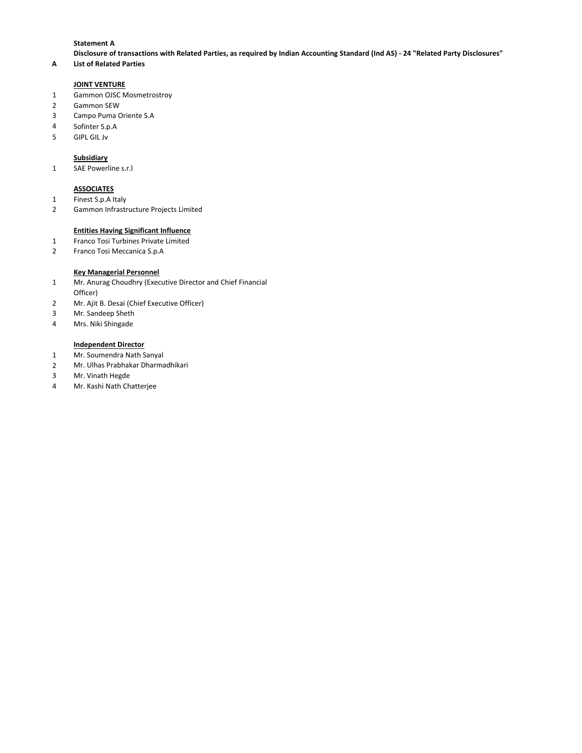**Statement A**

**Disclosure of transactions with Related Parties, as required by Indian Accounting Standard (Ind AS) - 24 "Related Party Disclosures"**

**A List of Related Parties**

**JOINT VENTURE**

1. Gammon OJSC Mosmetrostroy
2. Gammon SEW
3. Campo Puma Oriente S.A
4. Sofinter S.p.A
5. GIPL GIL Jv

**Subsidiary**

1. SAE Powerline s.r.l

**ASSOCIATES**

1. Finest S.p.A Italy
2. Gammon Infrastructure Projects Limited

**Entities Having Significant Influence**

1. Franco Tosi Turbines Private Limited
2. Franco Tosi Meccanica S.p.A

**Key Managerial Personnel**

1. Mr. Anurag Choudhry (Executive Director and Chief Financial Officer)
2. Mr. Ajit B. Desai (Chief Executive Officer)
3. Mr. Sandeep Sheth
4. Mrs. Niki Shingade

**Independent Director**

1. Mr. Soumendra Nath Sanyal
2. Mr. Ulhas Prabhakar Dharmadhikari
3. Mr. Vinath Hegde
4. Mr. Kashi Nath Chatterjee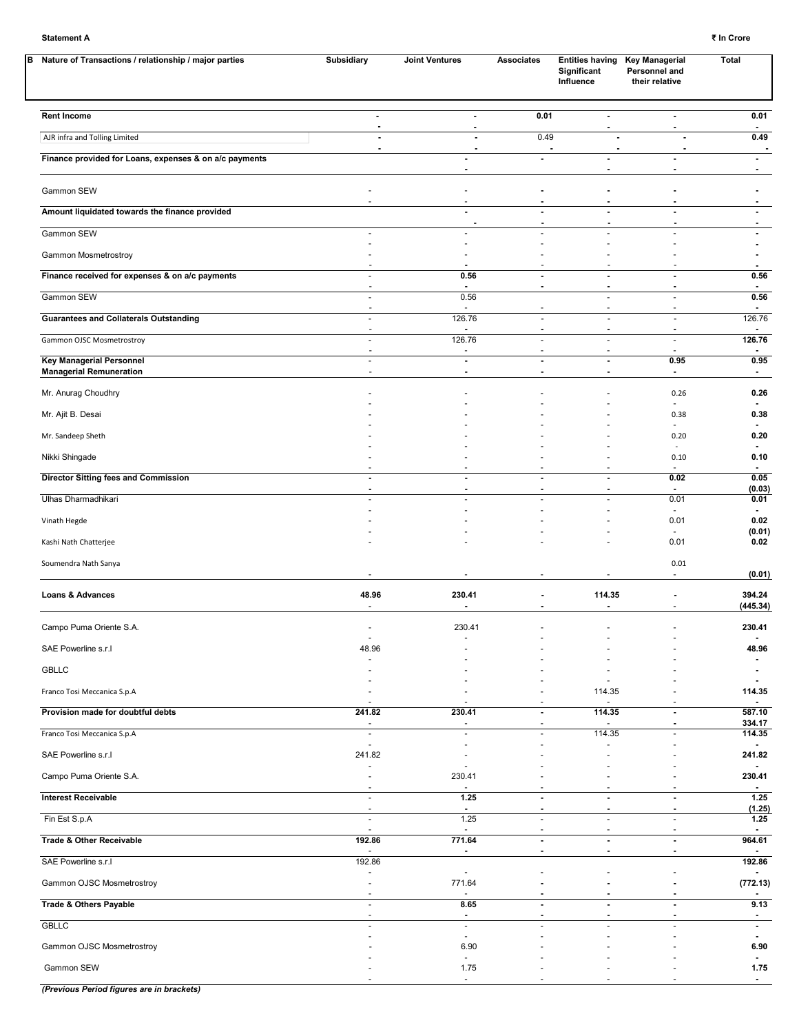**Statement A**

₹ In Crore

| B | Nature of Transactions / relationship / major parties | Subsidiary | Joint Ventures | Associates | Entities having Significant Influence | Key Managerial Personnel and their relative | Total |
|---|---|---|---|---|---|---|---|
| | **Rent Income** | - | - | 0.01 | - | - | 0.01 |
| | | - | - | | - | - | - |
| | AJR infra and Tolling Limited | - | - | 0.49 | - | - | 0.49 |
| | | - | - | - | - | - | - |
| | **Finance provided for Loans, expenses & on a/c payments** | | - | - | - | - | - |
| | | | - | | - | - | - |
| | Gammon SEW | - | - | - | - | - | - |
| | | - | - | - | - | - | - |
| | **Amount liquidated towards the finance provided** | | - | - | - | - | - |
| | | | - | - | - | - | - |
| | Gammon SEW | - | - | - | - | - | - |
| | | - | - | - | - | - | - |
| | Gammon Mosmetrostroy | - | - | - | - | - | - |
| | | - | - | - | - | - | - |
| | **Finance received for expenses & on a/c payments** | - | 0.56 | - | - | - | 0.56 |
| | | - | - | - | - | - | - |
| | Gammon SEW | - | 0.56 | | - | - | 0.56 |
| | | - | - | - | - | - | - |
| | **Guarantees and Collaterals Outstanding** | - | 126.76 | - | - | - | 126.76 |
| | | - | - | - | - | - | - |
| | Gammon OJSC Mosmetrostroy | - | 126.76 | - | - | - | 126.76 |
| | | - | - | - | - | - | - |
| | **Key Managerial Personnel** | - | - | - | - | 0.95 | 0.95 |
| | **Managerial Remuneration** | - | - | - | - | - | - |
| | Mr. Anurag Choudhry | - | - | - | - | 0.26 | 0.26 |
| | | - | - | - | - | - | - |
| | Mr. Ajit B. Desai | - | - | - | - | 0.38 | 0.38 |
| | | - | - | - | - | - | - |
| | Mr. Sandeep Sheth | - | - | - | - | 0.20 | 0.20 |
| | | - | - | - | - | - | - |
| | Nikki Shingade | - | - | - | - | 0.10 | 0.10 |
| | | - | - | - | - | - | - |
| | **Director Sitting fees and Commission** | - | - | - | - | 0.02 | 0.05 |
| | | - | - | - | - | - | (0.03) |
| | Ulhas Dharmadhikari | - | - | - | - | 0.01 | 0.01 |
| | | - | - | - | - | - | - |
| | Vinath Hegde | - | - | - | - | 0.01 | 0.02 |
| | | - | - | - | - | - | (0.01) |
| | Kashi Nath Chatterjee | - | - | - | - | 0.01 | 0.02 |
| | Soumendra Nath Sanya | | | | | 0.01 | |
| | | - | - | - | - | - | (0.01) |
| | **Loans & Advances** | 48.96 | 230.41 | - | 114.35 | - | 394.24 |
| | | - | - | - | - | - | (445.34) |
| | Campo Puma Oriente S.A. | - | 230.41 | - | - | - | 230.41 |
| | | - | - | - | - | - | - |
| | SAE Powerline s.r.l | 48.96 | - | - | - | - | 48.96 |
| | | - | - | - | - | - | - |
| | GBLLC | - | - | - | - | - | - |
| | | - | - | - | - | - | - |
| | Franco Tosi Meccanica S.p.A | - | - | - | 114.35 | - | 114.35 |
| | | - | - | - | - | - | - |
| | **Provision made for doubtful debts** | 241.82 | 230.41 | - | 114.35 | - | 587.10 |
| | | - | - | - | - | - | 334.17 |
| | Franco Tosi Meccanica S.p.A | - | - | - | 114.35 | - | 114.35 |
| | | - | - | - | - | - | - |
| | SAE Powerline s.r.l | 241.82 | - | - | - | - | 241.82 |
| | | - | - | - | - | - | - |
| | Campo Puma Oriente S.A. | - | 230.41 | - | - | - | 230.41 |
| | | - | - | - | - | - | - |
| | **Interest Receivable** | - | 1.25 | - | - | - | 1.25 |
| | | - | - | - | - | - | (1.25) |
| | Fin Est S.p.A | - | 1.25 | - | - | - | 1.25 |
| | | - | - | - | - | - | - |
| | **Trade & Other Receivable** | 192.86 | 771.64 | - | - | - | 964.61 |
| | | - | - | - | - | - | - |
| | SAE Powerline s.r.l | 192.86 | | | | | 192.86 |
| | | - | - | - | - | - | - |
| | Gammon OJSC Mosmetrostroy | - | 771.64 | - | - | - | (772.13) |
| | | - | - | - | - | - | - |
| | **Trade & Others Payable** | - | 8.65 | - | - | - | 9.13 |
| | | - | - | - | - | - | - |
| | GBLLC | - | - | - | - | - | - |
| | | - | - | - | - | - | - |
| | Gammon OJSC Mosmetrostroy | - | 6.90 | - | - | - | 6.90 |
| | | - | - | - | - | - | - |
| | Gammon SEW | - | 1.75 | - | - | - | 1.75 |
| | | - | - | - | - | - | - |

*(Previous Period figures are in brackets)*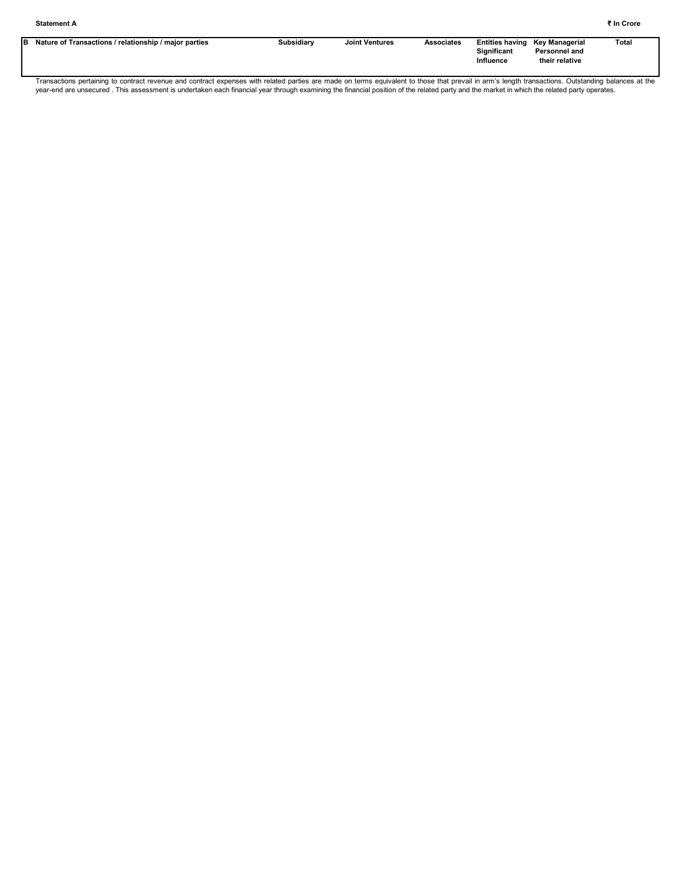**Statement A**

₹ In Crore

| B | Nature of Transactions / relationship / major parties | Subsidiary | Joint Ventures | Associates | Entities having Significant Influence | Key Managerial Personnel and their relative | Total |
|---|---|---|---|---|---|---|---|

Transactions pertaining to contract revenue and contract expenses with related parties are made on terms equivalent to those that prevail in arm's length transactions. Outstanding balances at the year-end are unsecured . This assessment is undertaken each financial year through examining the financial position of the related party and the market in which the related party operates.